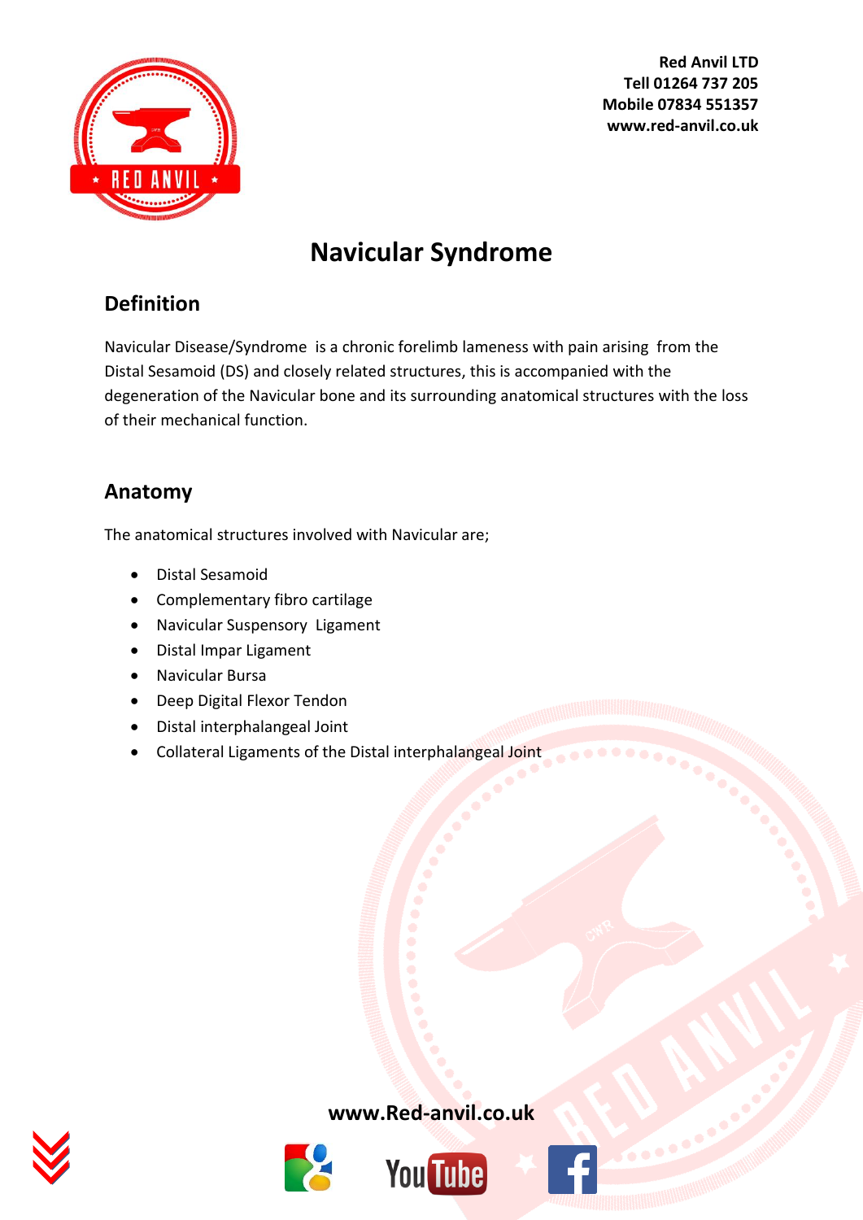**Red Anvil LTD**
**Tell 01264 737 205**
**Mobile 07834 551357**
**www.red-anvil.co.uk**

# Navicular Syndrome

## Definition

Navicular Disease/Syndrome is a chronic forelimb lameness with pain arising from the Distal Sesamoid (DS) and closely related structures, this is accompanied with the degeneration of the Navicular bone and its surrounding anatomical structures with the loss of their mechanical function.

## Anatomy

The anatomical structures involved with Navicular are;

- Distal Sesamoid
- Complementary fibro cartilage
- Navicular Suspensory Ligament
- Distal Impar Ligament
- Navicular Bursa
- Deep Digital Flexor Tendon
- Distal interphalangeal Joint
- Collateral Ligaments of the Distal interphalangeal Joint

**www.Red-anvil.co.uk**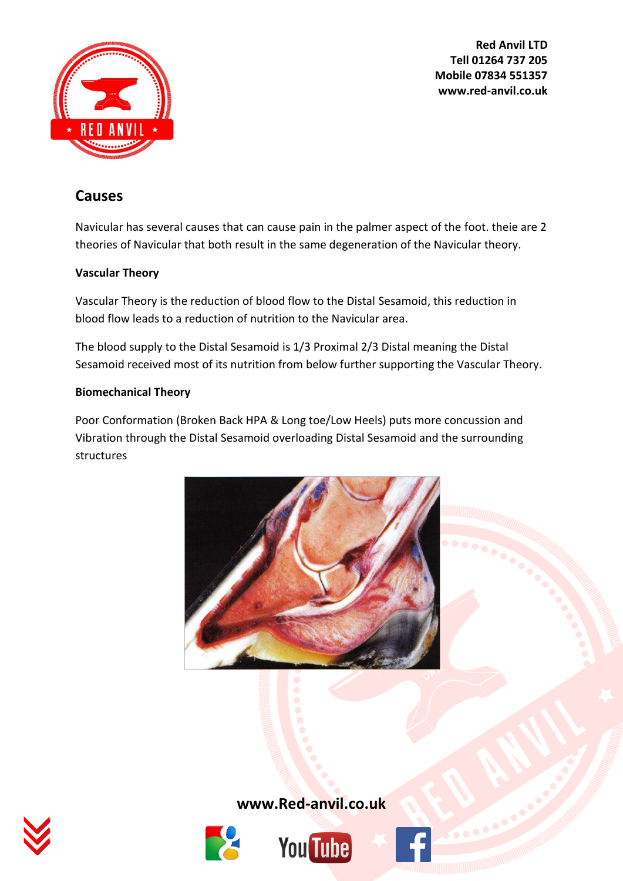## Causes

Navicular has several causes that can cause pain in the palmer aspect of the foot. theie are 2 theories of Navicular that both result in the same degeneration of the Navicular theory.

**Vascular Theory**

Vascular Theory is the reduction of blood flow to the Distal Sesamoid, this reduction in blood flow leads to a reduction of nutrition to the Navicular area.

The blood supply to the Distal Sesamoid is 1/3 Proximal 2/3 Distal meaning the Distal Sesamoid received most of its nutrition from below further supporting the Vascular Theory.

**Biomechanical Theory**

Poor Conformation (Broken Back HPA & Long toe/Low Heels) puts more concussion and Vibration through the Distal Sesamoid overloading Distal Sesamoid and the surrounding structures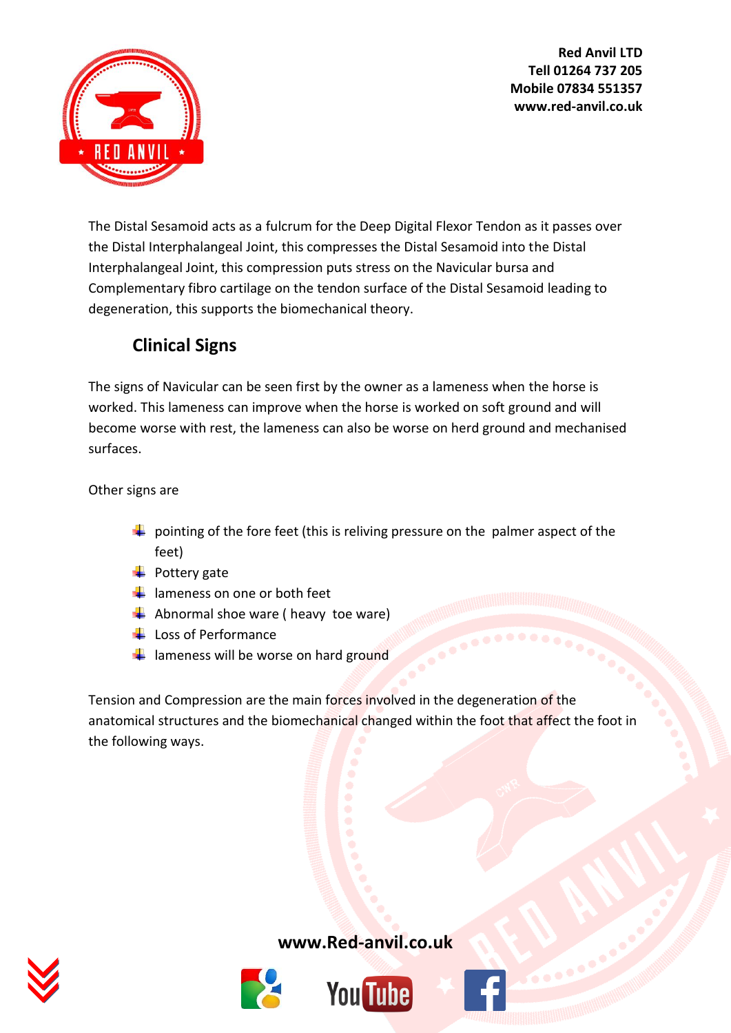The Distal Sesamoid acts as a fulcrum for the Deep Digital Flexor Tendon as it passes over the Distal Interphalangeal Joint, this compresses the Distal Sesamoid into the Distal Interphalangeal Joint, this compression puts stress on the Navicular bursa and Complementary fibro cartilage on the tendon surface of the Distal Sesamoid leading to degeneration, this supports the biomechanical theory.

## Clinical Signs

The signs of Navicular can be seen first by the owner as a lameness when the horse is worked. This lameness can improve when the horse is worked on soft ground and will become worse with rest, the lameness can also be worse on herd ground and mechanised surfaces.

Other signs are

- pointing of the fore feet (this is reliving pressure on the palmer aspect of the feet)
- Pottery gate
- lameness on one or both feet
- Abnormal shoe ware ( heavy toe ware)
- Loss of Performance
- lameness will be worse on hard ground

Tension and Compression are the main forces involved in the degeneration of the anatomical structures and the biomechanical changed within the foot that affect the foot in the following ways.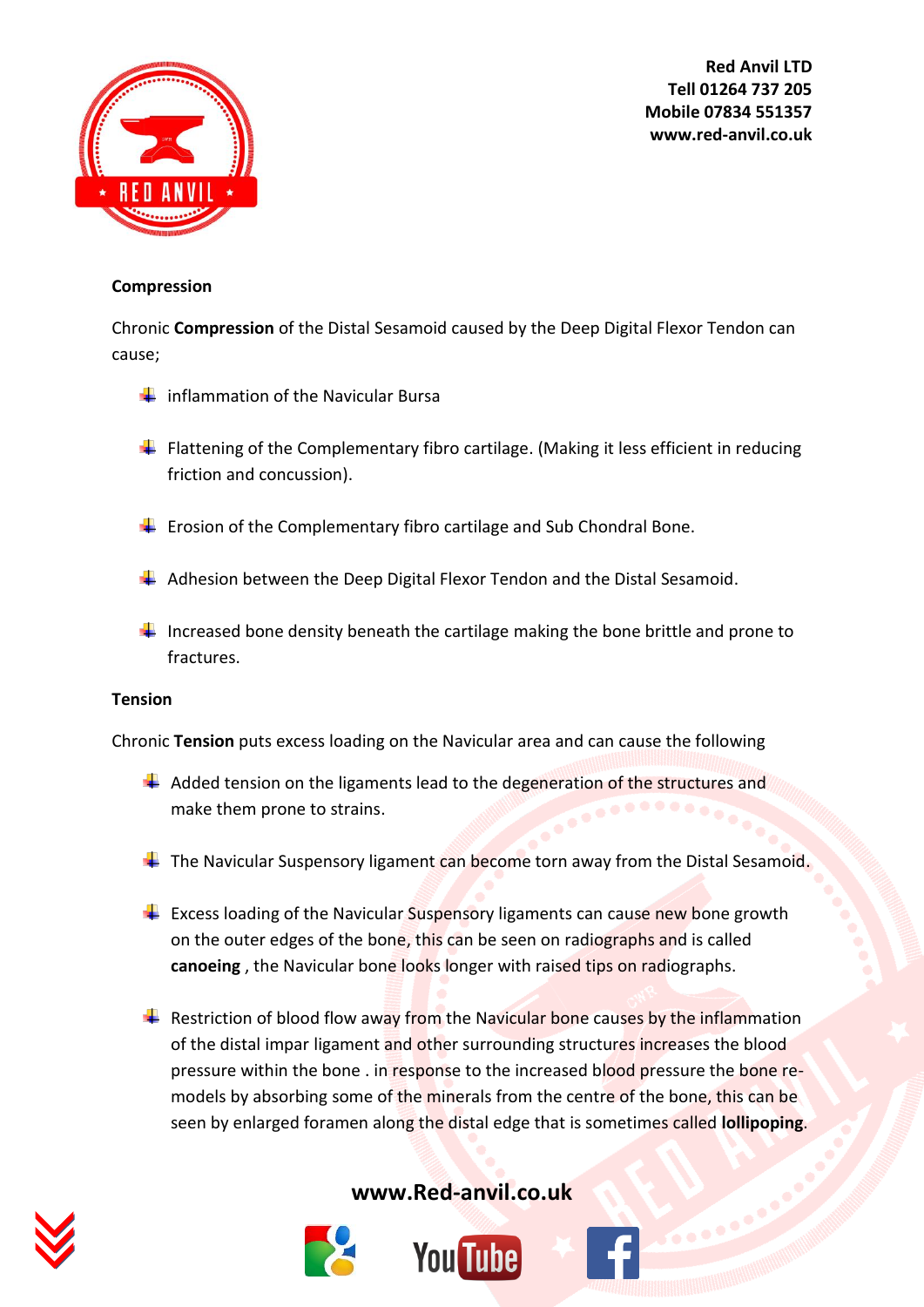**Compression**

Chronic **Compression** of the Distal Sesamoid caused by the Deep Digital Flexor Tendon can cause;

- inflammation of the Navicular Bursa
- Flattening of the Complementary fibro cartilage. (Making it less efficient in reducing friction and concussion).
- Erosion of the Complementary fibro cartilage and Sub Chondral Bone.
- Adhesion between the Deep Digital Flexor Tendon and the Distal Sesamoid.
- Increased bone density beneath the cartilage making the bone brittle and prone to fractures.

**Tension**

Chronic **Tension** puts excess loading on the Navicular area and can cause the following

- Added tension on the ligaments lead to the degeneration of the structures and make them prone to strains.
- The Navicular Suspensory ligament can become torn away from the Distal Sesamoid.
- Excess loading of the Navicular Suspensory ligaments can cause new bone growth on the outer edges of the bone, this can be seen on radiographs and is called **canoeing** , the Navicular bone looks longer with raised tips on radiographs.
- Restriction of blood flow away from the Navicular bone causes by the inflammation of the distal impar ligament and other surrounding structures increases the blood pressure within the bone . in response to the increased blood pressure the bone re-models by absorbing some of the minerals from the centre of the bone, this can be seen by enlarged foramen along the distal edge that is sometimes called **lollipoping**.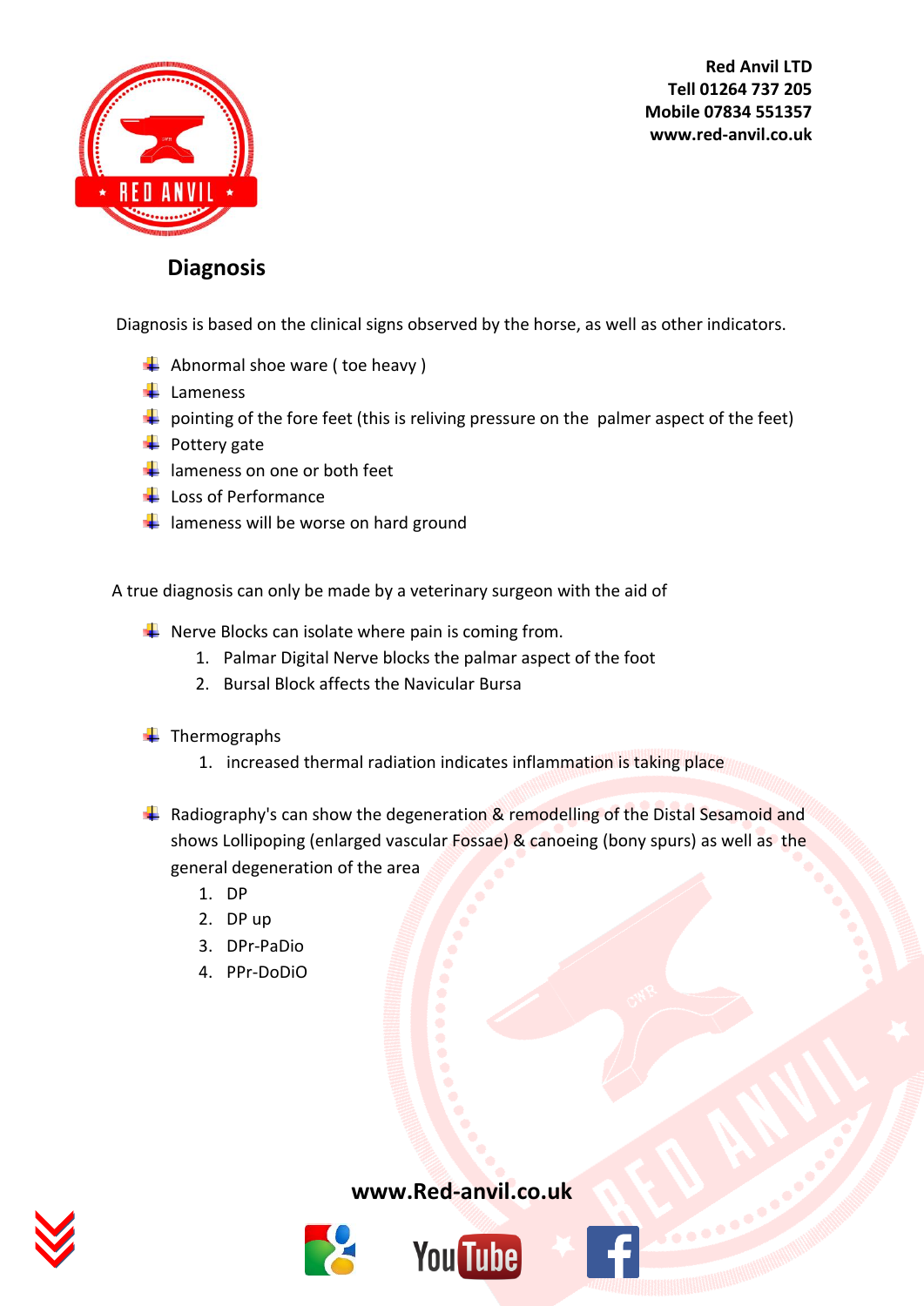Red Anvil LTD
Tell 01264 737 205
Mobile 07834 551357
www.red-anvil.co.uk

## Diagnosis

Diagnosis is based on the clinical signs observed by the horse, as well as other indicators.

- Abnormal shoe ware ( toe heavy )
- Lameness
- pointing of the fore feet (this is reliving pressure on the palmer aspect of the feet)
- Pottery gate
- lameness on one or both feet
- Loss of Performance
- lameness will be worse on hard ground

A true diagnosis can only be made by a veterinary surgeon with the aid of

- Nerve Blocks can isolate where pain is coming from.
    1. Palmar Digital Nerve blocks the palmar aspect of the foot
    2. Bursal Block affects the Navicular Bursa

- Thermographs
    1. increased thermal radiation indicates inflammation is taking place

- Radiography's can show the degeneration & remodelling of the Distal Sesamoid and shows Lollipoping (enlarged vascular Fossae) & canoeing (bony spurs) as well as the general degeneration of the area
    1. DP
    2. DP up
    3. DPr-PaDio
    4. PPr-DoDiO

www.Red-anvil.co.uk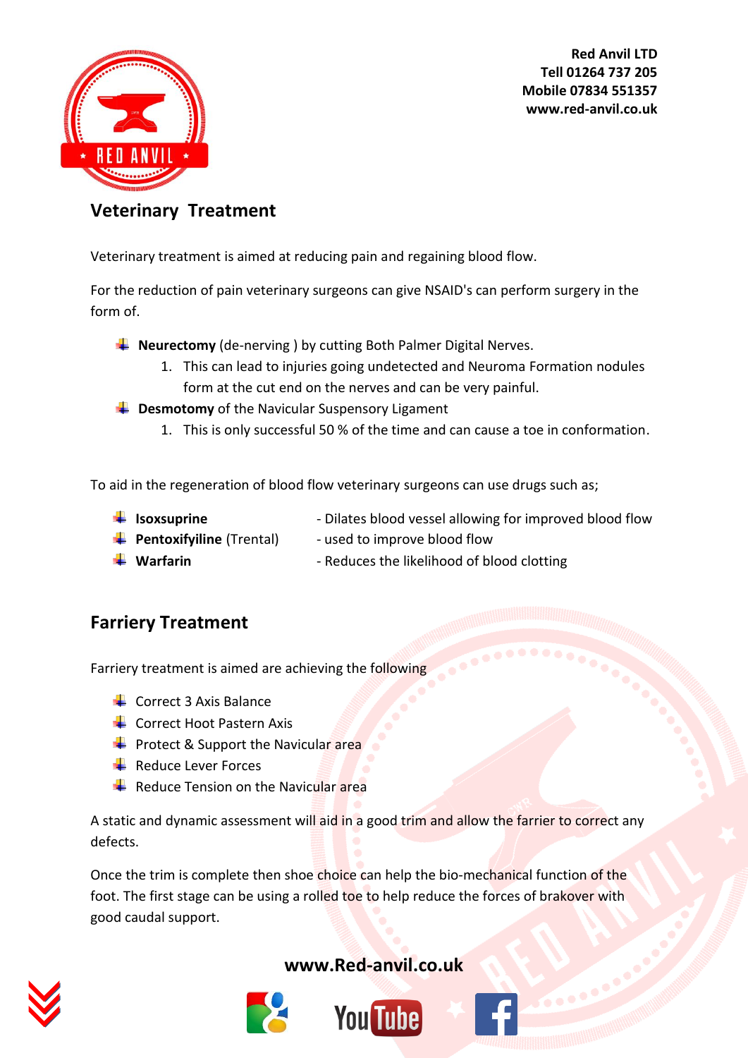Red Anvil LTD
Tell 01264 737 205
Mobile 07834 551357
www.red-anvil.co.uk

## Veterinary Treatment

Veterinary treatment is aimed at reducing pain and regaining blood flow.

For the reduction of pain veterinary surgeons can give NSAID's can perform surgery in the form of.

- **Neurectomy** (de-nerving ) by cutting Both Palmer Digital Nerves.
    1. This can lead to injuries going undetected and Neuroma Formation nodules form at the cut end on the nerves and can be very painful.
- **Desmotomy** of the Navicular Suspensory Ligament
    1. This is only successful 50 % of the time and can cause a toe in conformation.

To aid in the regeneration of blood flow veterinary surgeons can use drugs such as;

- **Isoxsuprine** - Dilates blood vessel allowing for improved blood flow
- **Pentoxifyiline** (Trental) - used to improve blood flow
- **Warfarin** - Reduces the likelihood of blood clotting

## Farriery Treatment

Farriery treatment is aimed are achieving the following

- Correct 3 Axis Balance
- Correct Hoot Pastern Axis
- Protect & Support the Navicular area
- Reduce Lever Forces
- Reduce Tension on the Navicular area

A static and dynamic assessment will aid in a good trim and allow the farrier to correct any defects.

Once the trim is complete then shoe choice can help the bio-mechanical function of the foot. The first stage can be using a rolled toe to help reduce the forces of brakover with good caudal support.

**www.Red-anvil.co.uk**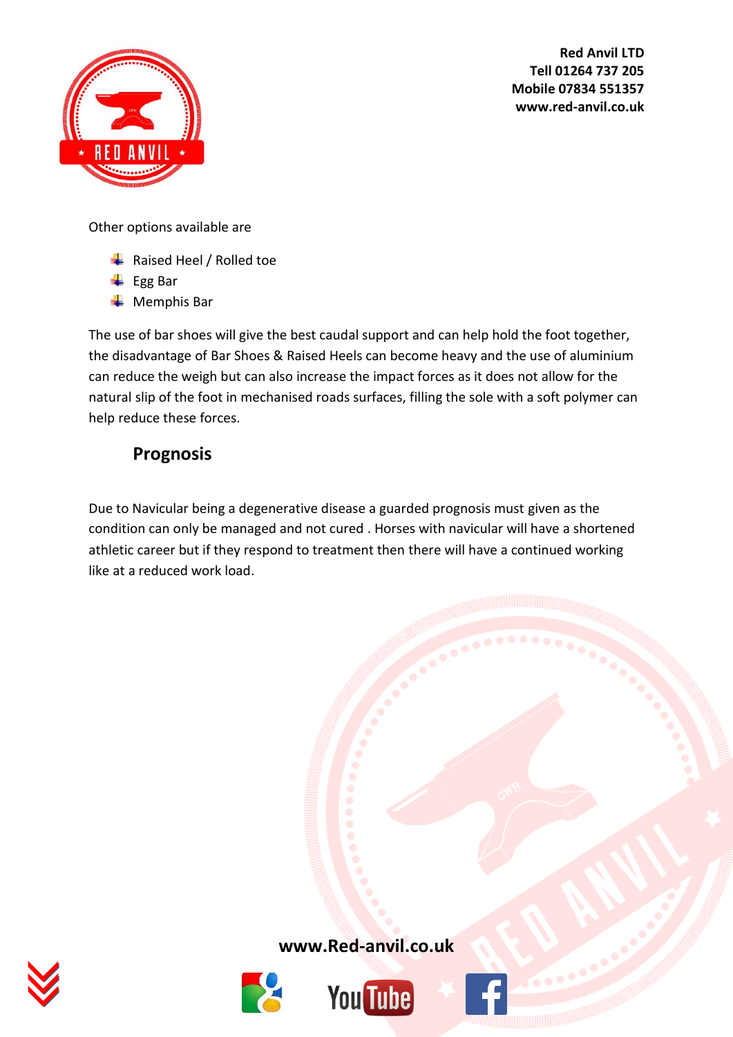Other options available are

- Raised Heel / Rolled toe
- Egg Bar
- Memphis Bar

The use of bar shoes will give the best caudal support and can help hold the foot together, the disadvantage of Bar Shoes & Raised Heels can become heavy and the use of aluminium can reduce the weigh but can also increase the impact forces as it does not allow for the natural slip of the foot in mechanised roads surfaces, filling the sole with a soft polymer can help reduce these forces.

## Prognosis

Due to Navicular being a degenerative disease a guarded prognosis must given as the condition can only be managed and not cured . Horses with navicular will have a shortened athletic career but if they respond to treatment then there will have a continued working like at a reduced work load.